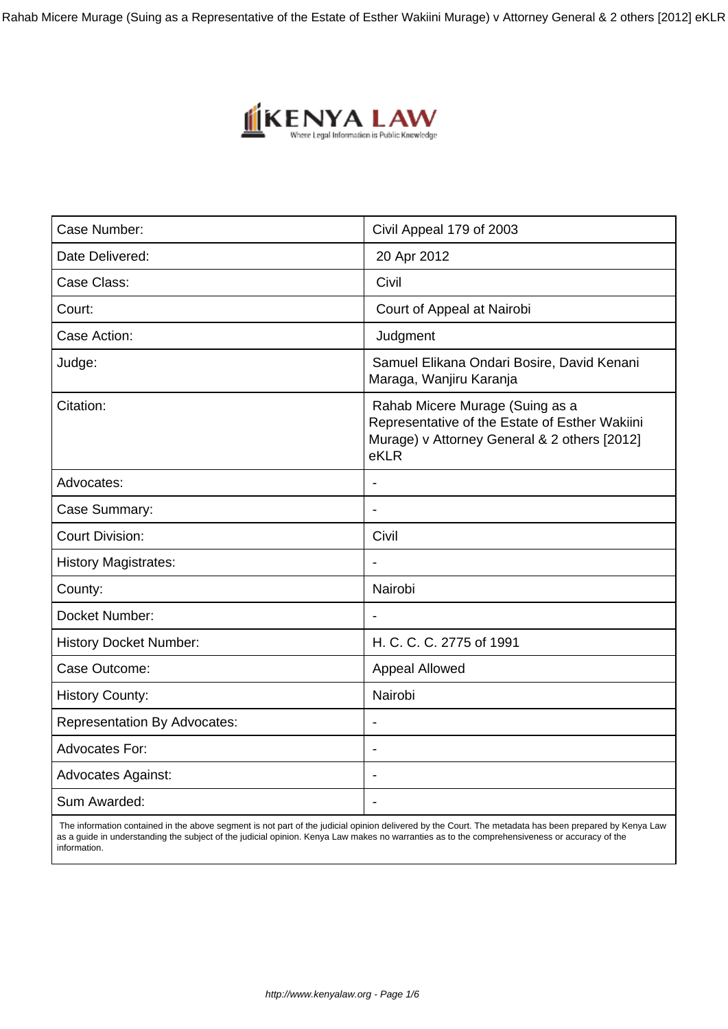| Case Number: | Civil Appeal 179 of 2003 |
| --- | --- |
| Date Delivered: | 20 Apr 2012 |
| Case Class: | Civil |
| Court: | Court of Appeal at Nairobi |
| Case Action: | Judgment |
| Judge: | Samuel Elikana Ondari Bosire, David Kenani Maraga, Wanjiru Karanja |
| Citation: | Rahab Micere Murage (Suing as a Representative of the Estate of Esther Wakiini Murage) v Attorney General & 2 others [2012] eKLR |
| Advocates: | - |
| Case Summary: | - |
| Court Division: | Civil |
| History Magistrates: | - |
| County: | Nairobi |
| Docket Number: | - |
| History Docket Number: | H. C. C. C. 2775 of 1991 |
| Case Outcome: | Appeal Allowed |
| History County: | Nairobi |
| Representation By Advocates: | - |
| Advocates For: | - |
| Advocates Against: | - |
| Sum Awarded: | - |

The information contained in the above segment is not part of the judicial opinion delivered by the Court. The metadata has been prepared by Kenya Law as a guide in understanding the subject of the judicial opinion. Kenya Law makes no warranties as to the comprehensiveness or accuracy of the information.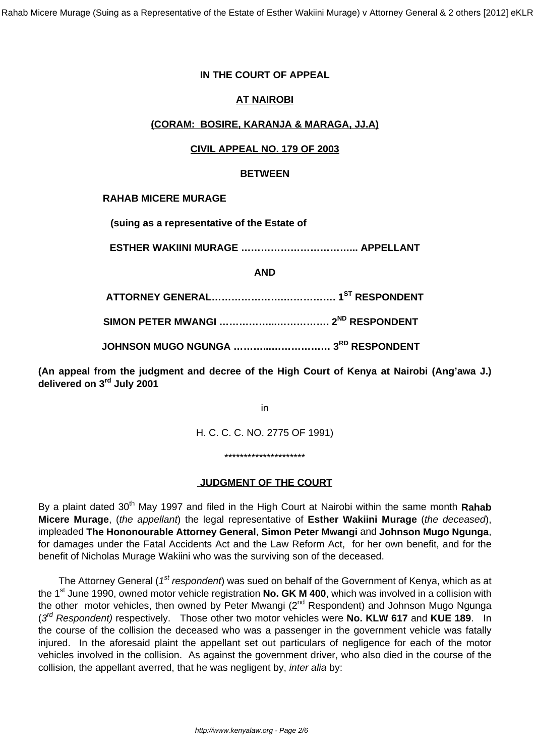**IN THE COURT OF APPEAL**

**AT NAIROBI**

**(CORAM: BOSIRE, KARANJA & MARAGA, JJ.A)**

**CIVIL APPEAL NO. 179 OF 2003**

**BETWEEN**

**RAHAB MICERE MURAGE**

**(suing as a representative of the Estate of**

**ESTHER WAKIINI MURAGE ……………………………... APPELLANT**

**AND**

**ATTORNEY GENERAL………………….……………. 1ST RESPONDENT**

**SIMON PETER MWANGI ……………...…………. 2ND RESPONDENT**

**JOHNSON MUGO NGUNGA ………...……………. 3RD RESPONDENT**

**(An appeal from the judgment and decree of the High Court of Kenya at Nairobi (Ang'awa J.) delivered on 3rd July 2001**

in

H. C. C. C. NO. 2775 OF 1991)

*********************

## JUDGMENT OF THE COURT

By a plaint dated 30th May 1997 and filed in the High Court at Nairobi within the same month **Rahab Micere Murage**, (*the appellant*) the legal representative of **Esther Wakiini Murage** (*the deceased*), impleaded **The Hononourable Attorney General**, **Simon Peter Mwangi** and **Johnson Mugo Ngunga**, for damages under the Fatal Accidents Act and the Law Reform Act, for her own benefit, and for the benefit of Nicholas Murage Wakiini who was the surviving son of the deceased.

The Attorney General (*1st respondent*) was sued on behalf of the Government of Kenya, which as at the 1st June 1990, owned motor vehicle registration **No. GK M 400**, which was involved in a collision with the other motor vehicles, then owned by Peter Mwangi (2nd Respondent) and Johnson Mugo Ngunga (*3rd Respondent)* respectively. Those other two motor vehicles were **No. KLW 617** and **KUE 189**. In the course of the collision the deceased who was a passenger in the government vehicle was fatally injured. In the aforesaid plaint the appellant set out particulars of negligence for each of the motor vehicles involved in the collision. As against the government driver, who also died in the course of the collision, the appellant averred, that he was negligent by, *inter alia* by: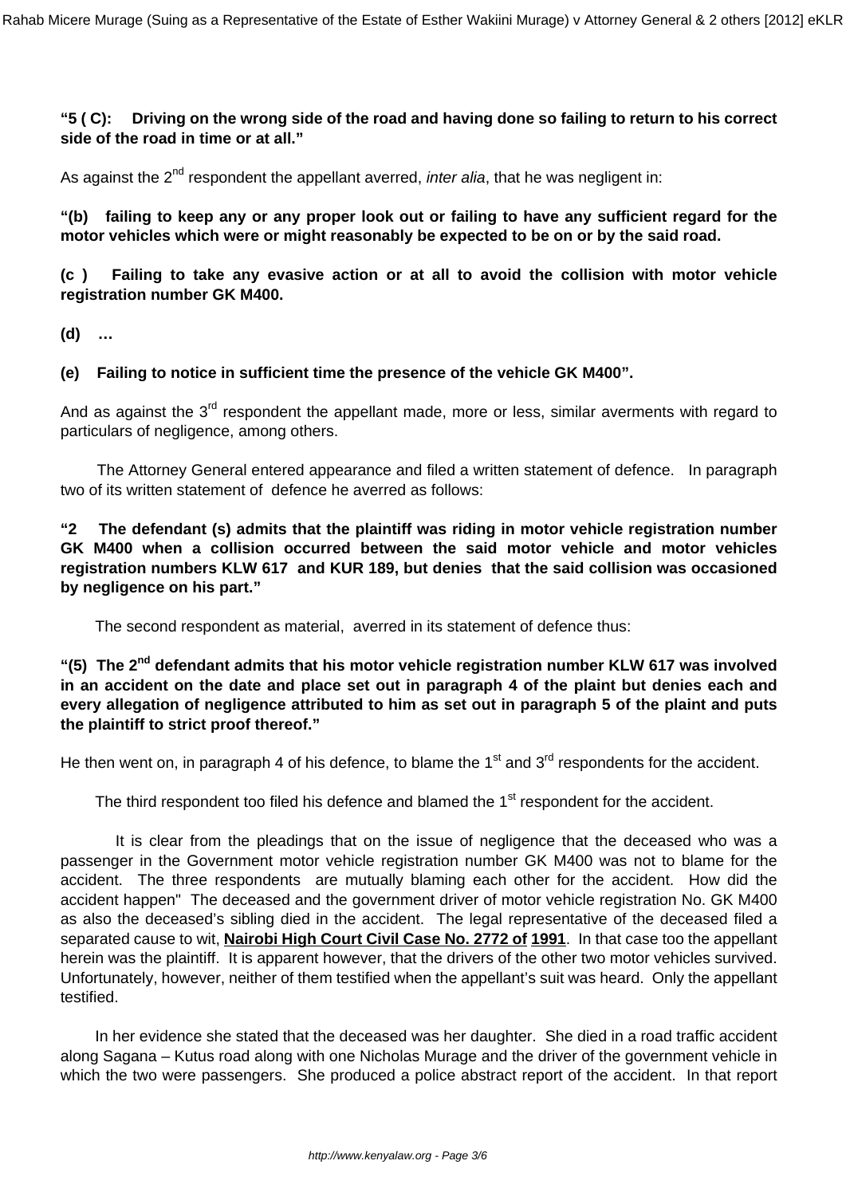**"5 ( C): Driving on the wrong side of the road and having done so failing to return to his correct side of the road in time or at all."**

As against the 2nd respondent the appellant averred, *inter alia*, that he was negligent in:

**"(b) failing to keep any or any proper look out or failing to have any sufficient regard for the motor vehicles which were or might reasonably be expected to be on or by the said road.**

**(c ) Failing to take any evasive action or at all to avoid the collision with motor vehicle registration number GK M400.**

**(d) …**

**(e) Failing to notice in sufficient time the presence of the vehicle GK M400".**

And as against the 3rd respondent the appellant made, more or less, similar averments with regard to particulars of negligence, among others.

The Attorney General entered appearance and filed a written statement of defence. In paragraph two of its written statement of defence he averred as follows:

**"2 The defendant (s) admits that the plaintiff was riding in motor vehicle registration number GK M400 when a collision occurred between the said motor vehicle and motor vehicles registration numbers KLW 617 and KUR 189, but denies that the said collision was occasioned by negligence on his part."**

The second respondent as material, averred in its statement of defence thus:

**"(5) The 2nd defendant admits that his motor vehicle registration number KLW 617 was involved in an accident on the date and place set out in paragraph 4 of the plaint but denies each and every allegation of negligence attributed to him as set out in paragraph 5 of the plaint and puts the plaintiff to strict proof thereof."**

He then went on, in paragraph 4 of his defence, to blame the 1st and 3rd respondents for the accident.

The third respondent too filed his defence and blamed the 1st respondent for the accident.

It is clear from the pleadings that on the issue of negligence that the deceased who was a passenger in the Government motor vehicle registration number GK M400 was not to blame for the accident. The three respondents are mutually blaming each other for the accident. How did the accident happen" The deceased and the government driver of motor vehicle registration No. GK M400 as also the deceased's sibling died in the accident. The legal representative of the deceased filed a separated cause to wit, **Nairobi High Court Civil Case No. 2772 of 1991**. In that case too the appellant herein was the plaintiff. It is apparent however, that the drivers of the other two motor vehicles survived. Unfortunately, however, neither of them testified when the appellant's suit was heard. Only the appellant testified.

In her evidence she stated that the deceased was her daughter. She died in a road traffic accident along Sagana – Kutus road along with one Nicholas Murage and the driver of the government vehicle in which the two were passengers. She produced a police abstract report of the accident. In that report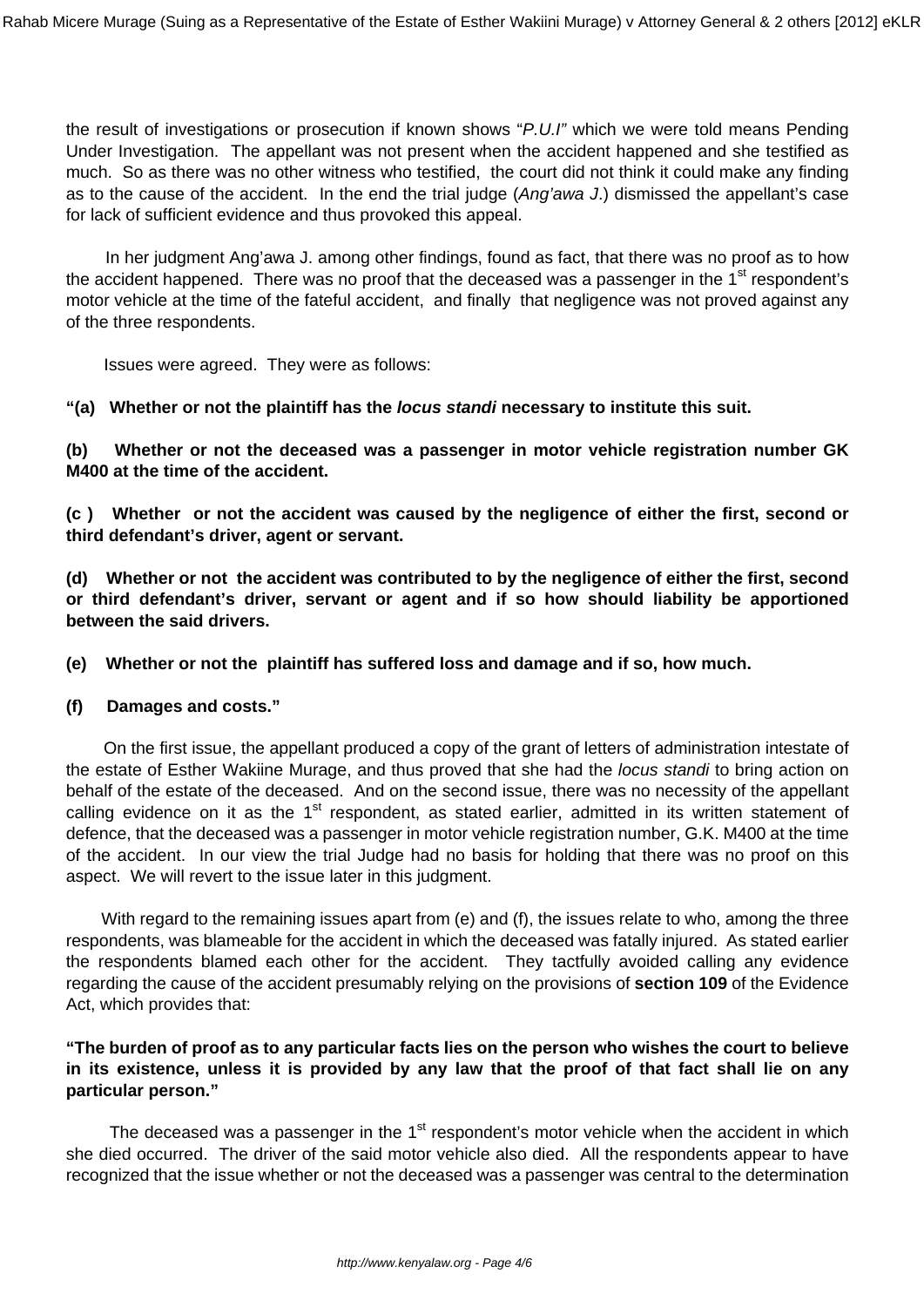the result of investigations or prosecution if known shows "*P.U.I"* which we were told means Pending Under Investigation. The appellant was not present when the accident happened and she testified as much. So as there was no other witness who testified, the court did not think it could make any finding as to the cause of the accident. In the end the trial judge (*Ang'awa J.*) dismissed the appellant's case for lack of sufficient evidence and thus provoked this appeal.

In her judgment Ang'awa J. among other findings, found as fact, that there was no proof as to how the accident happened. There was no proof that the deceased was a passenger in the 1st respondent's motor vehicle at the time of the fateful accident, and finally that negligence was not proved against any of the three respondents.

Issues were agreed. They were as follows:

**"(a) Whether or not the plaintiff has the *locus standi* necessary to institute this suit.**

**(b) Whether or not the deceased was a passenger in motor vehicle registration number GK M400 at the time of the accident.**

**(c ) Whether or not the accident was caused by the negligence of either the first, second or third defendant's driver, agent or servant.**

**(d) Whether or not the accident was contributed to by the negligence of either the first, second or third defendant's driver, servant or agent and if so how should liability be apportioned between the said drivers.**

**(e) Whether or not the plaintiff has suffered loss and damage and if so, how much.**

**(f) Damages and costs."**

On the first issue, the appellant produced a copy of the grant of letters of administration intestate of the estate of Esther Wakiine Murage, and thus proved that she had the *locus standi* to bring action on behalf of the estate of the deceased. And on the second issue, there was no necessity of the appellant calling evidence on it as the 1st respondent, as stated earlier, admitted in its written statement of defence, that the deceased was a passenger in motor vehicle registration number, G.K. M400 at the time of the accident. In our view the trial Judge had no basis for holding that there was no proof on this aspect. We will revert to the issue later in this judgment.

With regard to the remaining issues apart from (e) and (f), the issues relate to who, among the three respondents, was blameable for the accident in which the deceased was fatally injured. As stated earlier the respondents blamed each other for the accident. They tactfully avoided calling any evidence regarding the cause of the accident presumably relying on the provisions of **section 109** of the Evidence Act, which provides that:

**"The burden of proof as to any particular facts lies on the person who wishes the court to believe in its existence, unless it is provided by any law that the proof of that fact shall lie on any particular person."**

The deceased was a passenger in the 1st respondent's motor vehicle when the accident in which she died occurred. The driver of the said motor vehicle also died. All the respondents appear to have recognized that the issue whether or not the deceased was a passenger was central to the determination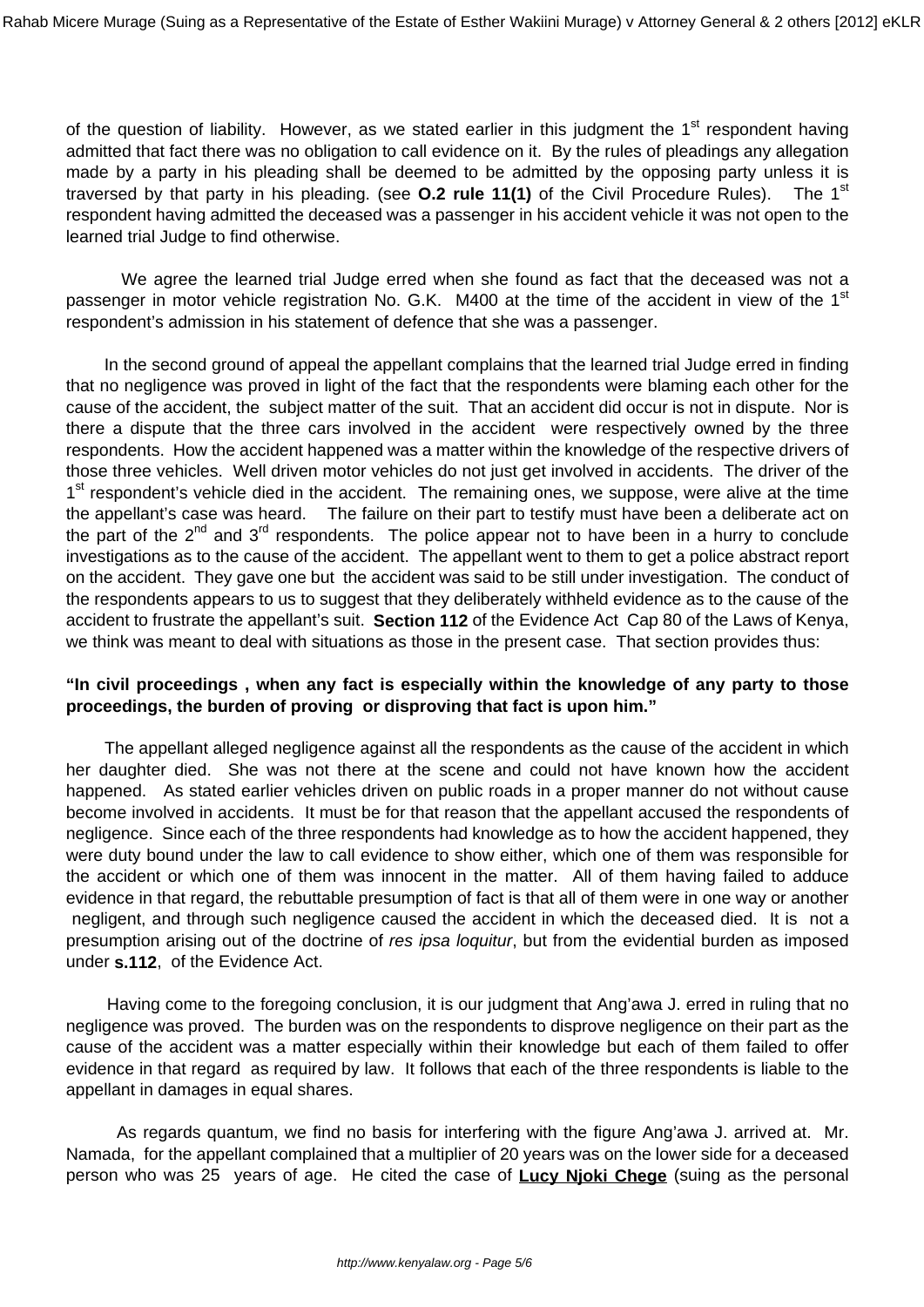of the question of liability. However, as we stated earlier in this judgment the 1st respondent having admitted that fact there was no obligation to call evidence on it. By the rules of pleadings any allegation made by a party in his pleading shall be deemed to be admitted by the opposing party unless it is traversed by that party in his pleading. (see **O.2 rule 11(1)** of the Civil Procedure Rules). The 1st respondent having admitted the deceased was a passenger in his accident vehicle it was not open to the learned trial Judge to find otherwise.

We agree the learned trial Judge erred when she found as fact that the deceased was not a passenger in motor vehicle registration No. G.K. M400 at the time of the accident in view of the 1st respondent's admission in his statement of defence that she was a passenger.

In the second ground of appeal the appellant complains that the learned trial Judge erred in finding that no negligence was proved in light of the fact that the respondents were blaming each other for the cause of the accident, the subject matter of the suit. That an accident did occur is not in dispute. Nor is there a dispute that the three cars involved in the accident were respectively owned by the three respondents. How the accident happened was a matter within the knowledge of the respective drivers of those three vehicles. Well driven motor vehicles do not just get involved in accidents. The driver of the 1st respondent's vehicle died in the accident. The remaining ones, we suppose, were alive at the time the appellant's case was heard. The failure on their part to testify must have been a deliberate act on the part of the 2nd and 3rd respondents. The police appear not to have been in a hurry to conclude investigations as to the cause of the accident. The appellant went to them to get a police abstract report on the accident. They gave one but the accident was said to be still under investigation. The conduct of the respondents appears to us to suggest that they deliberately withheld evidence as to the cause of the accident to frustrate the appellant's suit. **Section 112** of the Evidence Act Cap 80 of the Laws of Kenya, we think was meant to deal with situations as those in the present case. That section provides thus:

**"In civil proceedings , when any fact is especially within the knowledge of any party to those proceedings, the burden of proving or disproving that fact is upon him."**

The appellant alleged negligence against all the respondents as the cause of the accident in which her daughter died. She was not there at the scene and could not have known how the accident happened. As stated earlier vehicles driven on public roads in a proper manner do not without cause become involved in accidents. It must be for that reason that the appellant accused the respondents of negligence. Since each of the three respondents had knowledge as to how the accident happened, they were duty bound under the law to call evidence to show either, which one of them was responsible for the accident or which one of them was innocent in the matter. All of them having failed to adduce evidence in that regard, the rebuttable presumption of fact is that all of them were in one way or another negligent, and through such negligence caused the accident in which the deceased died. It is not a presumption arising out of the doctrine of *res ipsa loquitur*, but from the evidential burden as imposed under **s.112**, of the Evidence Act.

Having come to the foregoing conclusion, it is our judgment that Ang'awa J. erred in ruling that no negligence was proved. The burden was on the respondents to disprove negligence on their part as the cause of the accident was a matter especially within their knowledge but each of them failed to offer evidence in that regard as required by law. It follows that each of the three respondents is liable to the appellant in damages in equal shares.

As regards quantum, we find no basis for interfering with the figure Ang'awa J. arrived at. Mr. Namada, for the appellant complained that a multiplier of 20 years was on the lower side for a deceased person who was 25 years of age. He cited the case of **Lucy Njoki Chege** (suing as the personal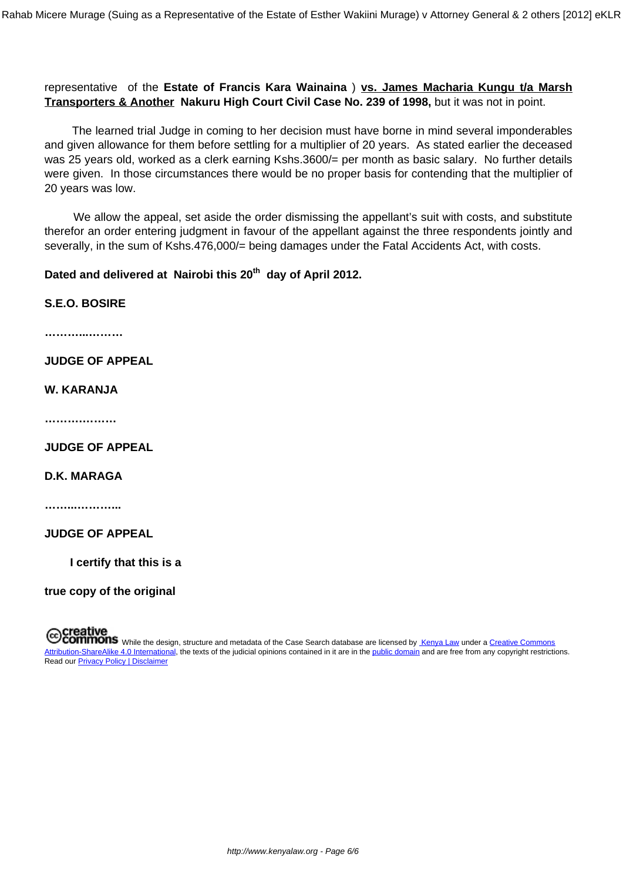representative of the **Estate of Francis Kara Wainaina** ) **vs. James Macharia Kungu t/a Marsh Transporters & Another Nakuru High Court Civil Case No. 239 of 1998,** but it was not in point.

The learned trial Judge in coming to her decision must have borne in mind several imponderables and given allowance for them before settling for a multiplier of 20 years. As stated earlier the deceased was 25 years old, worked as a clerk earning Kshs.3600/= per month as basic salary. No further details were given. In those circumstances there would be no proper basis for contending that the multiplier of 20 years was low.

We allow the appeal, set aside the order dismissing the appellant's suit with costs, and substitute therefor an order entering judgment in favour of the appellant against the three respondents jointly and severally, in the sum of Kshs.476,000/= being damages under the Fatal Accidents Act, with costs.

**Dated and delivered at Nairobi this 20th day of April 2012.**

**S.E.O. BOSIRE**

**……….………**

**JUDGE OF APPEAL**

**W. KARANJA**

**………………**

**JUDGE OF APPEAL**

**D.K. MARAGA**

**……..………..**

**JUDGE OF APPEAL**

**I certify that this is a**

**true copy of the original**

While the design, structure and metadata of the Case Search database are licensed by Kenya Law under a Creative Commons Attribution-ShareAlike 4.0 International, the texts of the judicial opinions contained in it are in the public domain and are free from any copyright restrictions. Read our Privacy Policy | Disclaimer